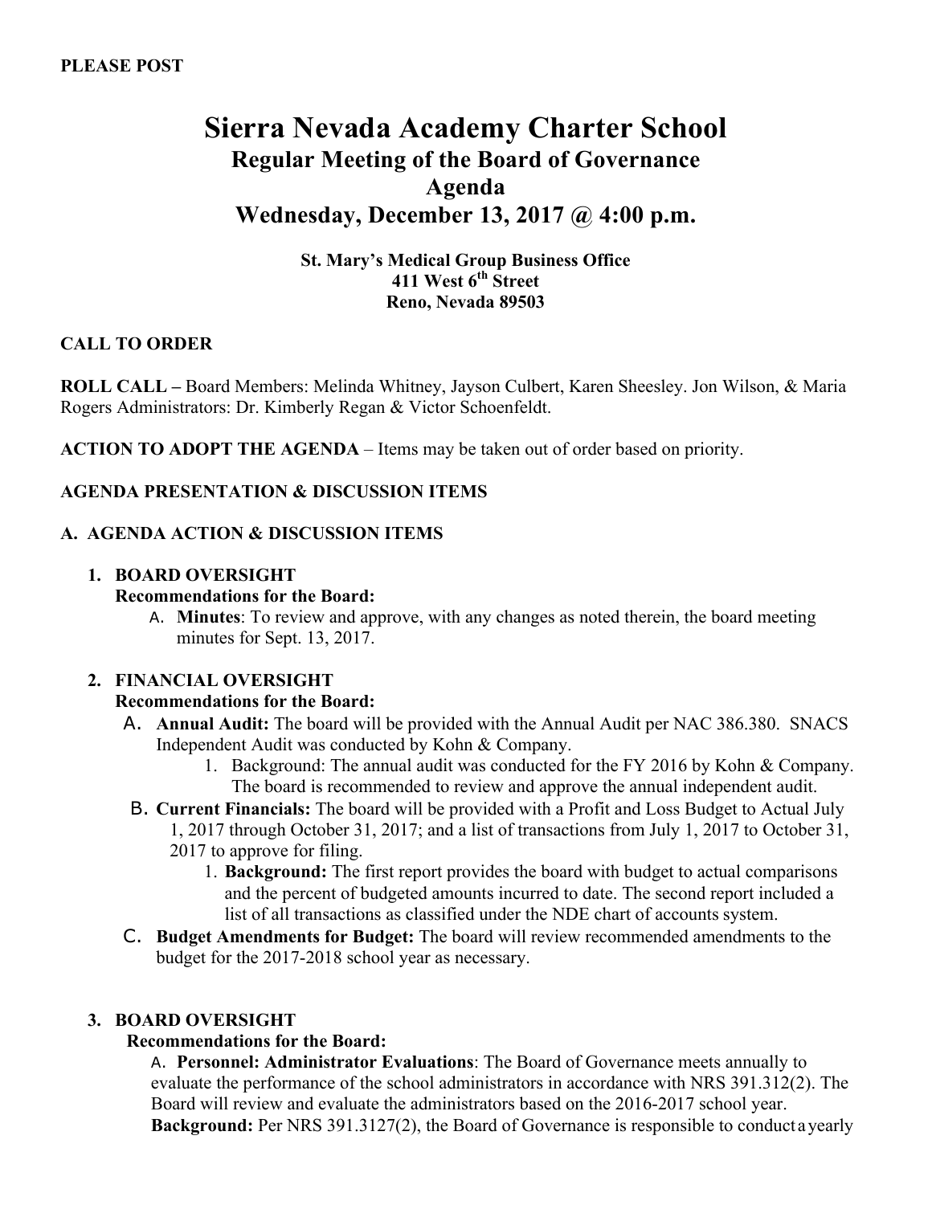**PLEASE POST**

# Sierra Nevada Academy Charter School

## Regular Meeting of the Board of Governance

## Agenda

## Wednesday, December 13, 2017 @ 4:00 p.m.

**St. Mary's Medical Group Business Office**
**411 West 6th Street**
**Reno, Nevada 89503**

**CALL TO ORDER**

**ROLL CALL –** Board Members: Melinda Whitney, Jayson Culbert, Karen Sheesley. Jon Wilson, & Maria Rogers Administrators: Dr. Kimberly Regan & Victor Schoenfeldt.

**ACTION TO ADOPT THE AGENDA** – Items may be taken out of order based on priority.

**AGENDA PRESENTATION & DISCUSSION ITEMS**

**A. AGENDA ACTION & DISCUSSION ITEMS**

1. **BOARD OVERSIGHT**
   **Recommendations for the Board:**
   A. **Minutes**: To review and approve, with any changes as noted therein, the board meeting minutes for Sept. 13, 2017.

2. **FINANCIAL OVERSIGHT**
   **Recommendations for the Board:**
   A. **Annual Audit:** The board will be provided with the Annual Audit per NAC 386.380. SNACS Independent Audit was conducted by Kohn & Company.
      1. Background: The annual audit was conducted for the FY 2016 by Kohn & Company. The board is recommended to review and approve the annual independent audit.

   B. **Current Financials:** The board will be provided with a Profit and Loss Budget to Actual July 1, 2017 through October 31, 2017; and a list of transactions from July 1, 2017 to October 31, 2017 to approve for filing.
      1. **Background:** The first report provides the board with budget to actual comparisons and the percent of budgeted amounts incurred to date. The second report included a list of all transactions as classified under the NDE chart of accounts system.

   C. **Budget Amendments for Budget:** The board will review recommended amendments to the budget for the 2017-2018 school year as necessary.

3. **BOARD OVERSIGHT**
   **Recommendations for the Board:**
   A. **Personnel: Administrator Evaluations**: The Board of Governance meets annually to evaluate the performance of the school administrators in accordance with NRS 391.312(2). The Board will review and evaluate the administrators based on the 2016-2017 school year.
   **Background:** Per NRS 391.3127(2), the Board of Governance is responsible to conduct a yearly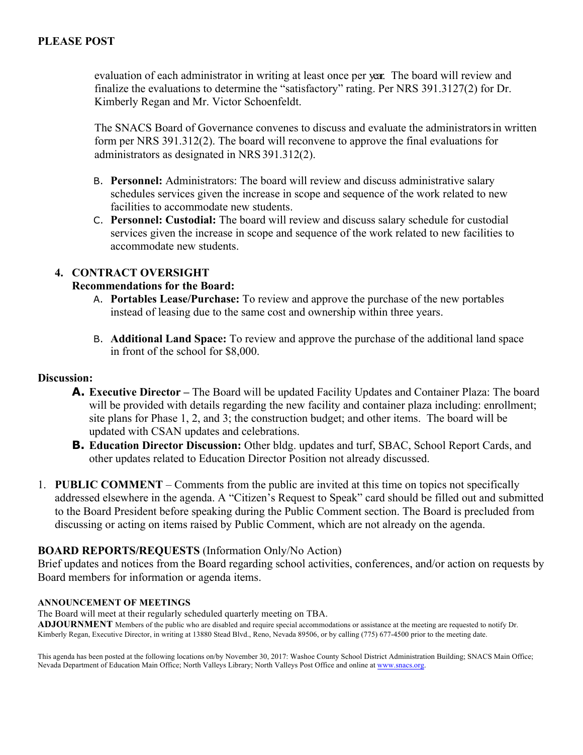**PLEASE POST**

evaluation of each administrator in writing at least once per year. The board will review and finalize the evaluations to determine the "satisfactory" rating. Per NRS 391.3127(2) for Dr. Kimberly Regan and Mr. Victor Schoenfeldt.

The SNACS Board of Governance convenes to discuss and evaluate the administrators in written form per NRS 391.312(2). The board will reconvene to approve the final evaluations for administrators as designated in NRS 391.312(2).

B. **Personnel:** Administrators: The board will review and discuss administrative salary schedules services given the increase in scope and sequence of the work related to new facilities to accommodate new students.

C. **Personnel: Custodial:** The board will review and discuss salary schedule for custodial services given the increase in scope and sequence of the work related to new facilities to accommodate new students.

**4. CONTRACT OVERSIGHT**

**Recommendations for the Board:**

A. **Portables Lease/Purchase:** To review and approve the purchase of the new portables instead of leasing due to the same cost and ownership within three years.

B. **Additional Land Space:** To review and approve the purchase of the additional land space in front of the school for $8,000.

**Discussion:**

**A. Executive Director –** The Board will be updated Facility Updates and Container Plaza: The board will be provided with details regarding the new facility and container plaza including: enrollment; site plans for Phase 1, 2, and 3; the construction budget; and other items. The board will be updated with CSAN updates and celebrations.

**B. Education Director Discussion:** Other bldg. updates and turf, SBAC, School Report Cards, and other updates related to Education Director Position not already discussed.

1. **PUBLIC COMMENT** – Comments from the public are invited at this time on topics not specifically addressed elsewhere in the agenda. A "Citizen's Request to Speak" card should be filled out and submitted to the Board President before speaking during the Public Comment section. The Board is precluded from discussing or acting on items raised by Public Comment, which are not already on the agenda.

**BOARD REPORTS/REQUESTS** (Information Only/No Action)

Brief updates and notices from the Board regarding school activities, conferences, and/or action on requests by Board members for information or agenda items.

**ANNOUNCEMENT OF MEETINGS**

The Board will meet at their regularly scheduled quarterly meeting on TBA.

**ADJOURNMENT** Members of the public who are disabled and require special accommodations or assistance at the meeting are requested to notify Dr. Kimberly Regan, Executive Director, in writing at 13880 Stead Blvd., Reno, Nevada 89506, or by calling (775) 677-4500 prior to the meeting date.

This agenda has been posted at the following locations on/by November 30, 2017: Washoe County School District Administration Building; SNACS Main Office; Nevada Department of Education Main Office; North Valleys Library; North Valleys Post Office and online at www.snacs.org.